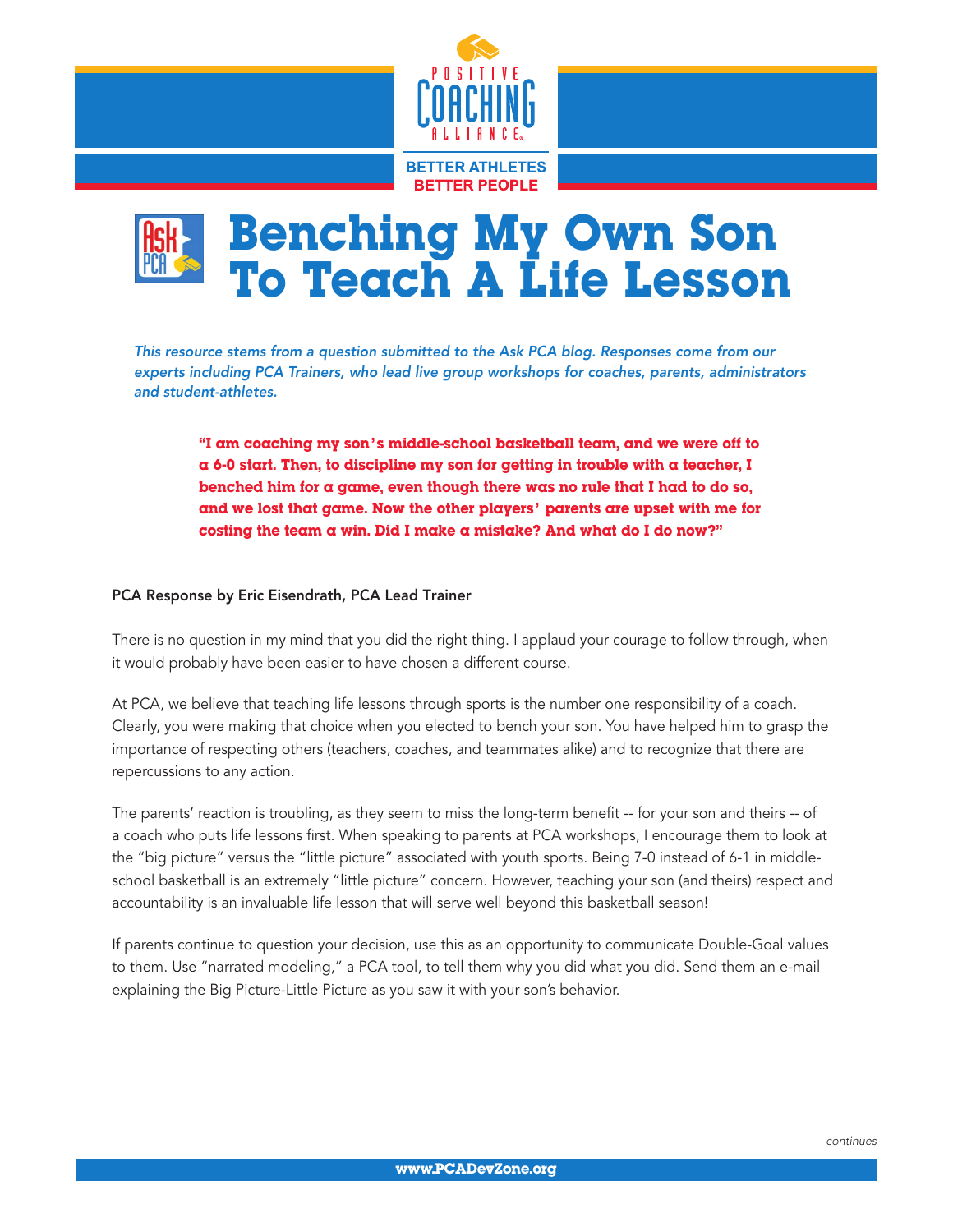POSITIVE COACHING ALLIANCE

BETTER ATHLETES
BETTER PEOPLE

# Benching My Own Son To Teach A Life Lesson

*This resource stems from a question submitted to the Ask PCA blog. Responses come from our experts including PCA Trainers, who lead live group workshops for coaches, parents, administrators and student-athletes.*

> **"I am coaching my son's middle-school basketball team, and we were off to a 6-0 start. Then, to discipline my son for getting in trouble with a teacher, I benched him for a game, even though there was no rule that I had to do so, and we lost that game. Now the other players' parents are upset with me for costing the team a win. Did I make a mistake? And what do I do now?"**

**PCA Response by Eric Eisendrath, PCA Lead Trainer**

There is no question in my mind that you did the right thing. I applaud your courage to follow through, when it would probably have been easier to have chosen a different course.

At PCA, we believe that teaching life lessons through sports is the number one responsibility of a coach. Clearly, you were making that choice when you elected to bench your son. You have helped him to grasp the importance of respecting others (teachers, coaches, and teammates alike) and to recognize that there are repercussions to any action.

The parents' reaction is troubling, as they seem to miss the long-term benefit -- for your son and theirs -- of a coach who puts life lessons first. When speaking to parents at PCA workshops, I encourage them to look at the "big picture" versus the "little picture" associated with youth sports. Being 7-0 instead of 6-1 in middle-school basketball is an extremely "little picture" concern. However, teaching your son (and theirs) respect and accountability is an invaluable life lesson that will serve well beyond this basketball season!

If parents continue to question your decision, use this as an opportunity to communicate Double-Goal values to them. Use "narrated modeling," a PCA tool, to tell them why you did what you did. Send them an e-mail explaining the Big Picture-Little Picture as you saw it with your son's behavior.

*continues*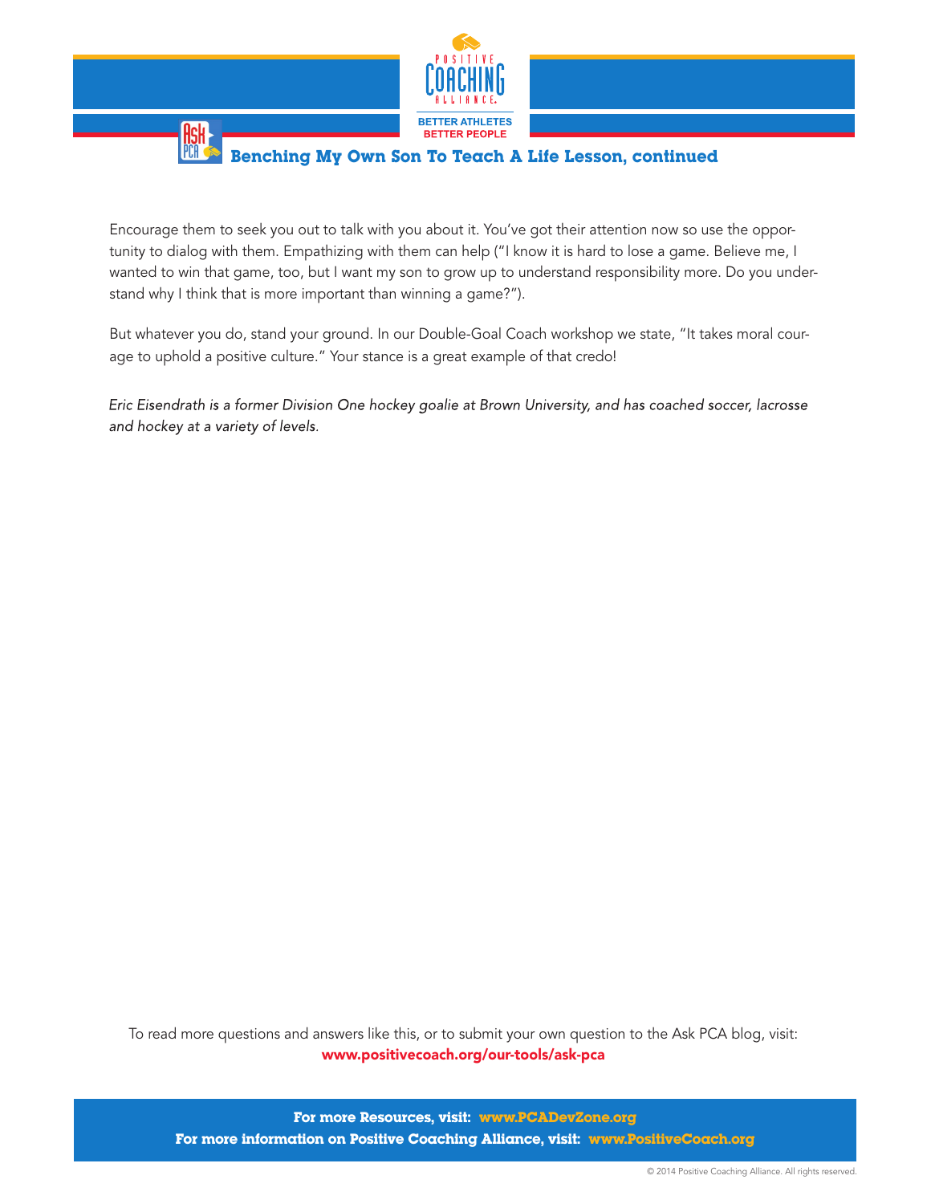## Benching My Own Son To Teach A Life Lesson, continued

Encourage them to seek you out to talk with you about it. You've got their attention now so use the opportunity to dialog with them. Empathizing with them can help ("I know it is hard to lose a game. Believe me, I wanted to win that game, too, but I want my son to grow up to understand responsibility more. Do you understand why I think that is more important than winning a game?").

But whatever you do, stand your ground. In our Double-Goal Coach workshop we state, "It takes moral courage to uphold a positive culture." Your stance is a great example of that credo!

*Eric Eisendrath is a former Division One hockey goalie at Brown University, and has coached soccer, lacrosse and hockey at a variety of levels.*

To read more questions and answers like this, or to submit your own question to the Ask PCA blog, visit:
**www.positivecoach.org/our-tools/ask-pca**

**For more Resources, visit: www.PCADevZone.org**
**For more information on Positive Coaching Alliance, visit: www.PositiveCoach.org**

© 2014 Positive Coaching Alliance. All rights reserved.